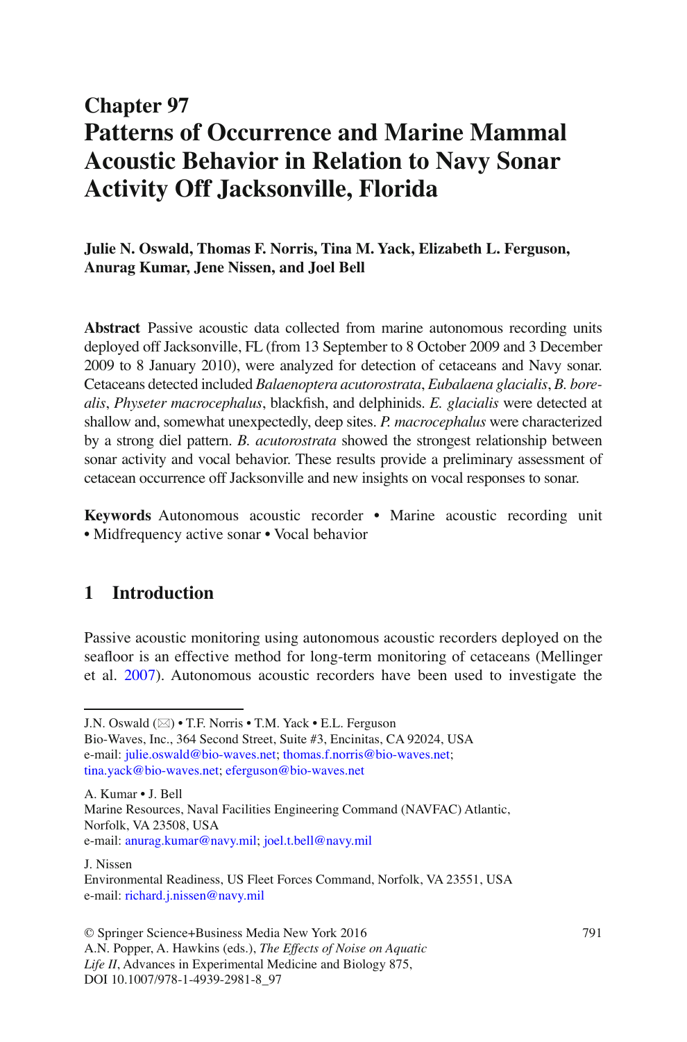# Chapter 97
# Patterns of Occurrence and Marine Mammal Acoustic Behavior in Relation to Navy Sonar Activity Off Jacksonville, Florida

**Julie N. Oswald, Thomas F. Norris, Tina M. Yack, Elizabeth L. Ferguson, Anurag Kumar, Jene Nissen, and Joel Bell**

**Abstract** Passive acoustic data collected from marine autonomous recording units deployed off Jacksonville, FL (from 13 September to 8 October 2009 and 3 December 2009 to 8 January 2010), were analyzed for detection of cetaceans and Navy sonar. Cetaceans detected included *Balaenoptera acutorostrata*, *Eubalaena glacialis*, *B. borealis*, *Physeter macrocephalus*, blackfish, and delphinids. *E. glacialis* were detected at shallow and, somewhat unexpectedly, deep sites. *P. macrocephalus* were characterized by a strong diel pattern. *B. acutorostrata* showed the strongest relationship between sonar activity and vocal behavior. These results provide a preliminary assessment of cetacean occurrence off Jacksonville and new insights on vocal responses to sonar.

**Keywords** Autonomous acoustic recorder • Marine acoustic recording unit • Midfrequency active sonar • Vocal behavior

## 1 Introduction

Passive acoustic monitoring using autonomous acoustic recorders deployed on the seafloor is an effective method for long-term monitoring of cetaceans (Mellinger et al. 2007). Autonomous acoustic recorders have been used to investigate the

---

J.N. Oswald (✉) • T.F. Norris • T.M. Yack • E.L. Ferguson
Bio-Waves, Inc., 364 Second Street, Suite #3, Encinitas, CA 92024, USA
e-mail: julie.oswald@bio-waves.net; thomas.f.norris@bio-waves.net; tina.yack@bio-waves.net; eferguson@bio-waves.net

A. Kumar • J. Bell
Marine Resources, Naval Facilities Engineering Command (NAVFAC) Atlantic, Norfolk, VA 23508, USA
e-mail: anurag.kumar@navy.mil; joel.t.bell@navy.mil

J. Nissen
Environmental Readiness, US Fleet Forces Command, Norfolk, VA 23551, USA
e-mail: richard.j.nissen@navy.mil

© Springer Science+Business Media New York 2016
A.N. Popper, A. Hawkins (eds.), *The Effects of Noise on Aquatic Life II*, Advances in Experimental Medicine and Biology 875,
DOI 10.1007/978-1-4939-2981-8_97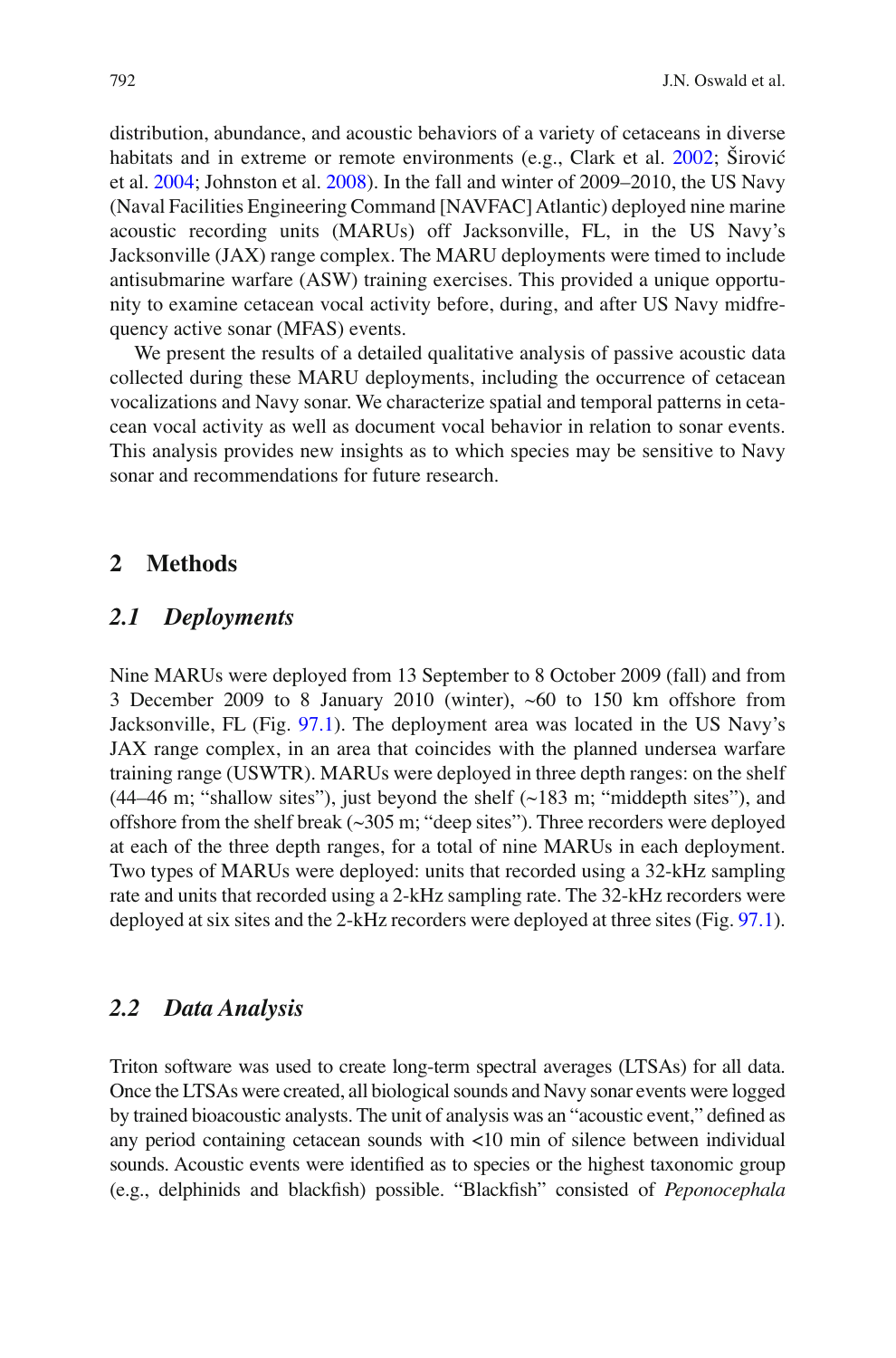distribution, abundance, and acoustic behaviors of a variety of cetaceans in diverse habitats and in extreme or remote environments (e.g., Clark et al. 2002; Širović et al. 2004; Johnston et al. 2008). In the fall and winter of 2009–2010, the US Navy (Naval Facilities Engineering Command [NAVFAC] Atlantic) deployed nine marine acoustic recording units (MARUs) off Jacksonville, FL, in the US Navy's Jacksonville (JAX) range complex. The MARU deployments were timed to include antisubmarine warfare (ASW) training exercises. This provided a unique opportunity to examine cetacean vocal activity before, during, and after US Navy midfrequency active sonar (MFAS) events.

We present the results of a detailed qualitative analysis of passive acoustic data collected during these MARU deployments, including the occurrence of cetacean vocalizations and Navy sonar. We characterize spatial and temporal patterns in cetacean vocal activity as well as document vocal behavior in relation to sonar events. This analysis provides new insights as to which species may be sensitive to Navy sonar and recommendations for future research.

## 2 Methods

### *2.1 Deployments*

Nine MARUs were deployed from 13 September to 8 October 2009 (fall) and from 3 December 2009 to 8 January 2010 (winter), ~60 to 150 km offshore from Jacksonville, FL (Fig. 97.1). The deployment area was located in the US Navy's JAX range complex, in an area that coincides with the planned undersea warfare training range (USWTR). MARUs were deployed in three depth ranges: on the shelf (44–46 m; "shallow sites"), just beyond the shelf (~183 m; "middepth sites"), and offshore from the shelf break (~305 m; "deep sites"). Three recorders were deployed at each of the three depth ranges, for a total of nine MARUs in each deployment. Two types of MARUs were deployed: units that recorded using a 32-kHz sampling rate and units that recorded using a 2-kHz sampling rate. The 32-kHz recorders were deployed at six sites and the 2-kHz recorders were deployed at three sites (Fig. 97.1).

### *2.2 Data Analysis*

Triton software was used to create long-term spectral averages (LTSAs) for all data. Once the LTSAs were created, all biological sounds and Navy sonar events were logged by trained bioacoustic analysts. The unit of analysis was an "acoustic event," defined as any period containing cetacean sounds with <10 min of silence between individual sounds. Acoustic events were identified as to species or the highest taxonomic group (e.g., delphinids and blackfish) possible. "Blackfish" consisted of *Peponocephala*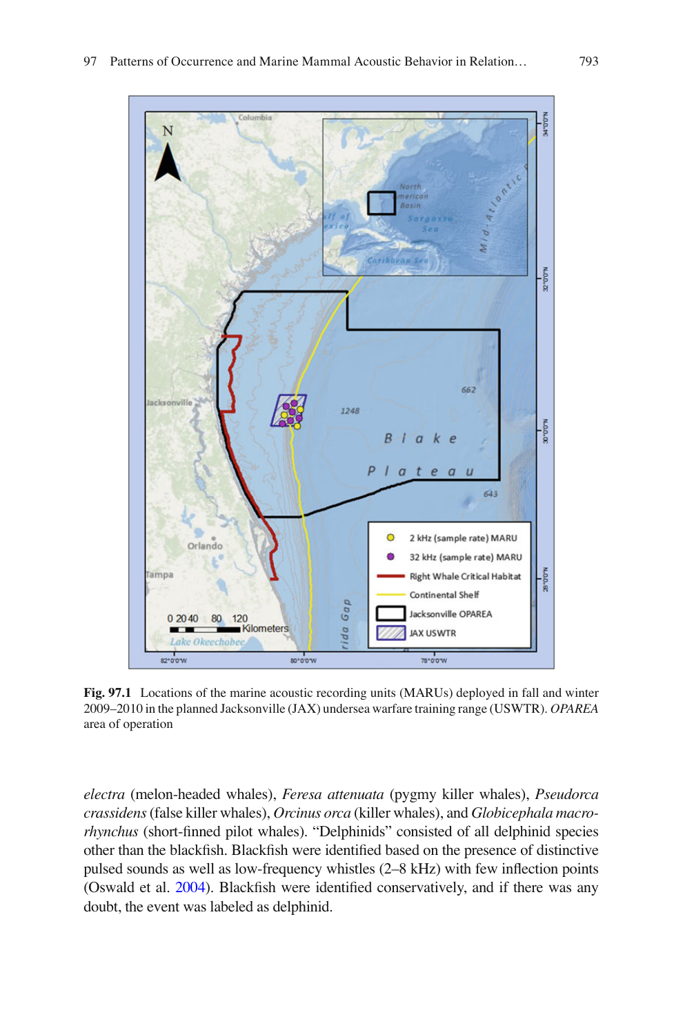**Fig. 97.1** Locations of the marine acoustic recording units (MARUs) deployed in fall and winter 2009–2010 in the planned Jacksonville (JAX) undersea warfare training range (USWTR). *OPAREA* area of operation

*electra* (melon-headed whales), *Feresa attenuata* (pygmy killer whales), *Pseudorca crassidens* (false killer whales), *Orcinus orca* (killer whales), and *Globicephala macrorhynchus* (short-finned pilot whales). "Delphinids" consisted of all delphinid species other than the blackfish. Blackfish were identified based on the presence of distinctive pulsed sounds as well as low-frequency whistles (2–8 kHz) with few inflection points (Oswald et al. 2004). Blackfish were identified conservatively, and if there was any doubt, the event was labeled as delphinid.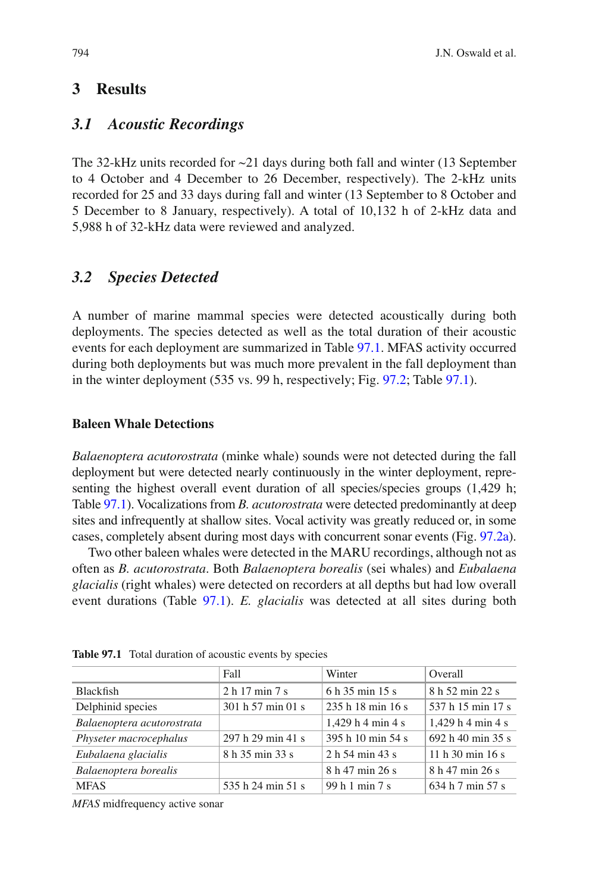# 3 Results

## 3.1 Acoustic Recordings

The 32-kHz units recorded for ~21 days during both fall and winter (13 September to 4 October and 4 December to 26 December, respectively). The 2-kHz units recorded for 25 and 33 days during fall and winter (13 September to 8 October and 5 December to 8 January, respectively). A total of 10,132 h of 2-kHz data and 5,988 h of 32-kHz data were reviewed and analyzed.

## 3.2 Species Detected

A number of marine mammal species were detected acoustically during both deployments. The species detected as well as the total duration of their acoustic events for each deployment are summarized in Table 97.1. MFAS activity occurred during both deployments but was much more prevalent in the fall deployment than in the winter deployment (535 vs. 99 h, respectively; Fig. 97.2; Table 97.1).

### Baleen Whale Detections

*Balaenoptera acutorostrata* (minke whale) sounds were not detected during the fall deployment but were detected nearly continuously in the winter deployment, representing the highest overall event duration of all species/species groups (1,429 h; Table 97.1). Vocalizations from *B. acutorostrata* were detected predominantly at deep sites and infrequently at shallow sites. Vocal activity was greatly reduced or, in some cases, completely absent during most days with concurrent sonar events (Fig. 97.2a).

Two other baleen whales were detected in the MARU recordings, although not as often as *B. acutorostrata*. Both *Balaenoptera borealis* (sei whales) and *Eubalaena glacialis* (right whales) were detected on recorders at all depths but had low overall event durations (Table 97.1). *E. glacialis* was detected at all sites during both

**Table 97.1** Total duration of acoustic events by species

| | Fall | Winter | Overall |
|---|---|---|---|
| Blackfish | 2 h 17 min 7 s | 6 h 35 min 15 s | 8 h 52 min 22 s |
| Delphinid species | 301 h 57 min 01 s | 235 h 18 min 16 s | 537 h 15 min 17 s |
| *Balaenoptera acutorostrata* | | 1,429 h 4 min 4 s | 1,429 h 4 min 4 s |
| *Physeter macrocephalus* | 297 h 29 min 41 s | 395 h 10 min 54 s | 692 h 40 min 35 s |
| *Eubalaena glacialis* | 8 h 35 min 33 s | 2 h 54 min 43 s | 11 h 30 min 16 s |
| *Balaenoptera borealis* | | 8 h 47 min 26 s | 8 h 47 min 26 s |
| MFAS | 535 h 24 min 51 s | 99 h 1 min 7 s | 634 h 7 min 57 s |

*MFAS* midfrequency active sonar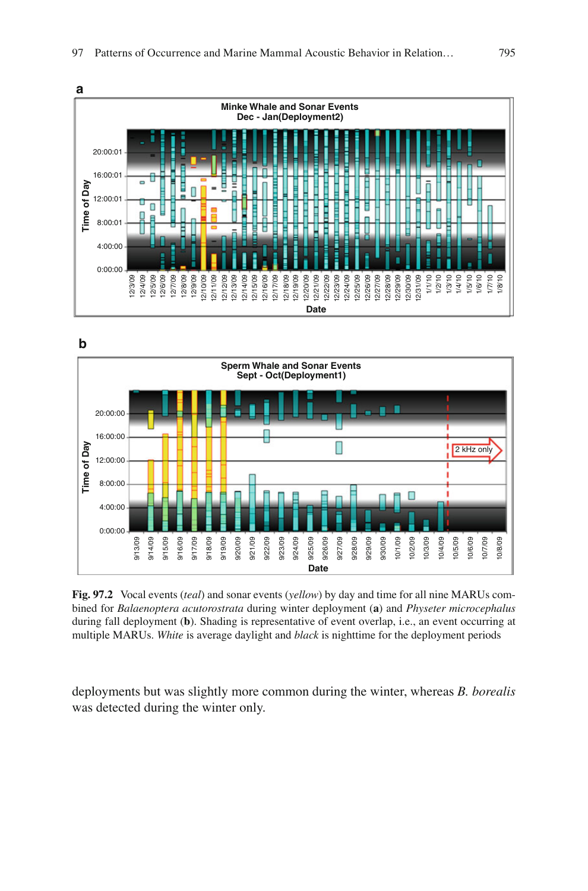**Fig. 97.2** Vocal events (*teal*) and sonar events (*yellow*) by day and time for all nine MARUs combined for *Balaenoptera acutorostrata* during winter deployment (**a**) and *Physeter microcephalus* during fall deployment (**b**). Shading is representative of event overlap, i.e., an event occurring at multiple MARUs. *White* is average daylight and *black* is nighttime for the deployment periods

deployments but was slightly more common during the winter, whereas *B. borealis* was detected during the winter only.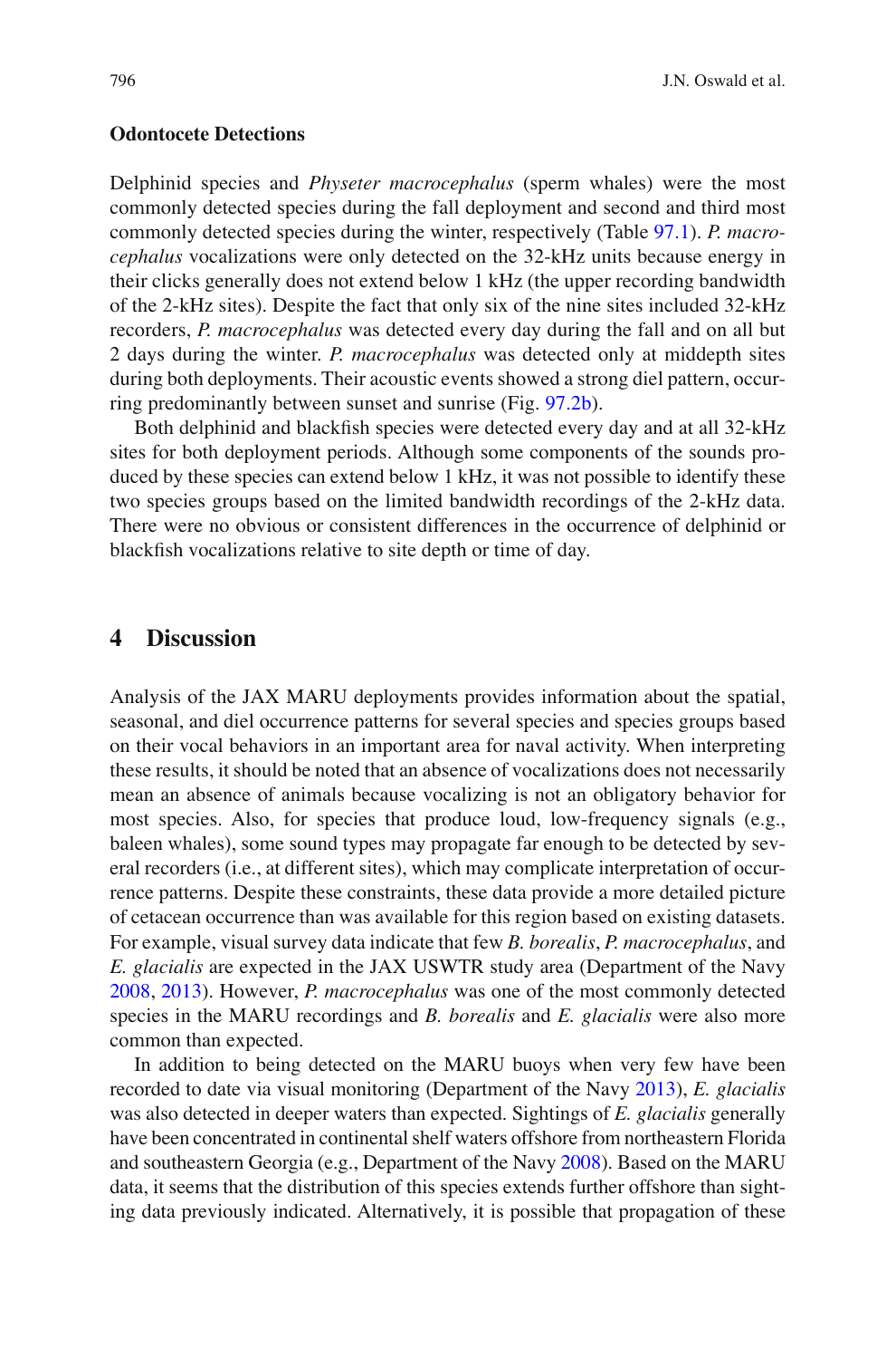### Odontocete Detections

Delphinid species and *Physeter macrocephalus* (sperm whales) were the most commonly detected species during the fall deployment and second and third most commonly detected species during the winter, respectively (Table 97.1). *P. macrocephalus* vocalizations were only detected on the 32-kHz units because energy in their clicks generally does not extend below 1 kHz (the upper recording bandwidth of the 2-kHz sites). Despite the fact that only six of the nine sites included 32-kHz recorders, *P. macrocephalus* was detected every day during the fall and on all but 2 days during the winter. *P. macrocephalus* was detected only at middepth sites during both deployments. Their acoustic events showed a strong diel pattern, occurring predominantly between sunset and sunrise (Fig. 97.2b).

Both delphinid and blackfish species were detected every day and at all 32-kHz sites for both deployment periods. Although some components of the sounds produced by these species can extend below 1 kHz, it was not possible to identify these two species groups based on the limited bandwidth recordings of the 2-kHz data. There were no obvious or consistent differences in the occurrence of delphinid or blackfish vocalizations relative to site depth or time of day.

## 4 Discussion

Analysis of the JAX MARU deployments provides information about the spatial, seasonal, and diel occurrence patterns for several species and species groups based on their vocal behaviors in an important area for naval activity. When interpreting these results, it should be noted that an absence of vocalizations does not necessarily mean an absence of animals because vocalizing is not an obligatory behavior for most species. Also, for species that produce loud, low-frequency signals (e.g., baleen whales), some sound types may propagate far enough to be detected by several recorders (i.e., at different sites), which may complicate interpretation of occurrence patterns. Despite these constraints, these data provide a more detailed picture of cetacean occurrence than was available for this region based on existing datasets. For example, visual survey data indicate that few *B. borealis*, *P. macrocephalus*, and *E. glacialis* are expected in the JAX USWTR study area (Department of the Navy 2008, 2013). However, *P. macrocephalus* was one of the most commonly detected species in the MARU recordings and *B. borealis* and *E. glacialis* were also more common than expected.

In addition to being detected on the MARU buoys when very few have been recorded to date via visual monitoring (Department of the Navy 2013), *E. glacialis* was also detected in deeper waters than expected. Sightings of *E. glacialis* generally have been concentrated in continental shelf waters offshore from northeastern Florida and southeastern Georgia (e.g., Department of the Navy 2008). Based on the MARU data, it seems that the distribution of this species extends further offshore than sighting data previously indicated. Alternatively, it is possible that propagation of these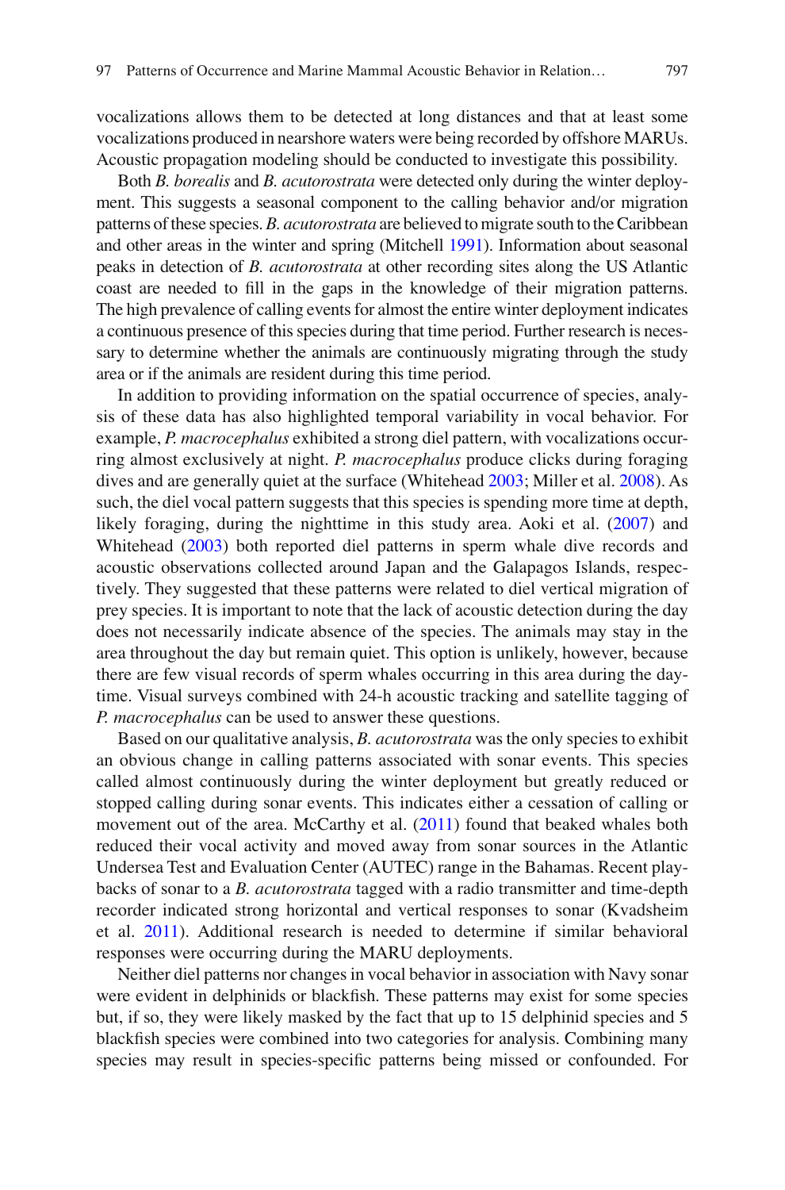vocalizations allows them to be detected at long distances and that at least some vocalizations produced in nearshore waters were being recorded by offshore MARUs. Acoustic propagation modeling should be conducted to investigate this possibility.

Both *B. borealis* and *B. acutorostrata* were detected only during the winter deployment. This suggests a seasonal component to the calling behavior and/or migration patterns of these species. *B. acutorostrata* are believed to migrate south to the Caribbean and other areas in the winter and spring (Mitchell 1991). Information about seasonal peaks in detection of *B. acutorostrata* at other recording sites along the US Atlantic coast are needed to fill in the gaps in the knowledge of their migration patterns. The high prevalence of calling events for almost the entire winter deployment indicates a continuous presence of this species during that time period. Further research is necessary to determine whether the animals are continuously migrating through the study area or if the animals are resident during this time period.

In addition to providing information on the spatial occurrence of species, analysis of these data has also highlighted temporal variability in vocal behavior. For example, *P. macrocephalus* exhibited a strong diel pattern, with vocalizations occurring almost exclusively at night. *P. macrocephalus* produce clicks during foraging dives and are generally quiet at the surface (Whitehead 2003; Miller et al. 2008). As such, the diel vocal pattern suggests that this species is spending more time at depth, likely foraging, during the nighttime in this study area. Aoki et al. (2007) and Whitehead (2003) both reported diel patterns in sperm whale dive records and acoustic observations collected around Japan and the Galapagos Islands, respectively. They suggested that these patterns were related to diel vertical migration of prey species. It is important to note that the lack of acoustic detection during the day does not necessarily indicate absence of the species. The animals may stay in the area throughout the day but remain quiet. This option is unlikely, however, because there are few visual records of sperm whales occurring in this area during the daytime. Visual surveys combined with 24-h acoustic tracking and satellite tagging of *P. macrocephalus* can be used to answer these questions.

Based on our qualitative analysis, *B. acutorostrata* was the only species to exhibit an obvious change in calling patterns associated with sonar events. This species called almost continuously during the winter deployment but greatly reduced or stopped calling during sonar events. This indicates either a cessation of calling or movement out of the area. McCarthy et al. (2011) found that beaked whales both reduced their vocal activity and moved away from sonar sources in the Atlantic Undersea Test and Evaluation Center (AUTEC) range in the Bahamas. Recent playbacks of sonar to a *B. acutorostrata* tagged with a radio transmitter and time-depth recorder indicated strong horizontal and vertical responses to sonar (Kvadsheim et al. 2011). Additional research is needed to determine if similar behavioral responses were occurring during the MARU deployments.

Neither diel patterns nor changes in vocal behavior in association with Navy sonar were evident in delphinids or blackfish. These patterns may exist for some species but, if so, they were likely masked by the fact that up to 15 delphinid species and 5 blackfish species were combined into two categories for analysis. Combining many species may result in species-specific patterns being missed or confounded. For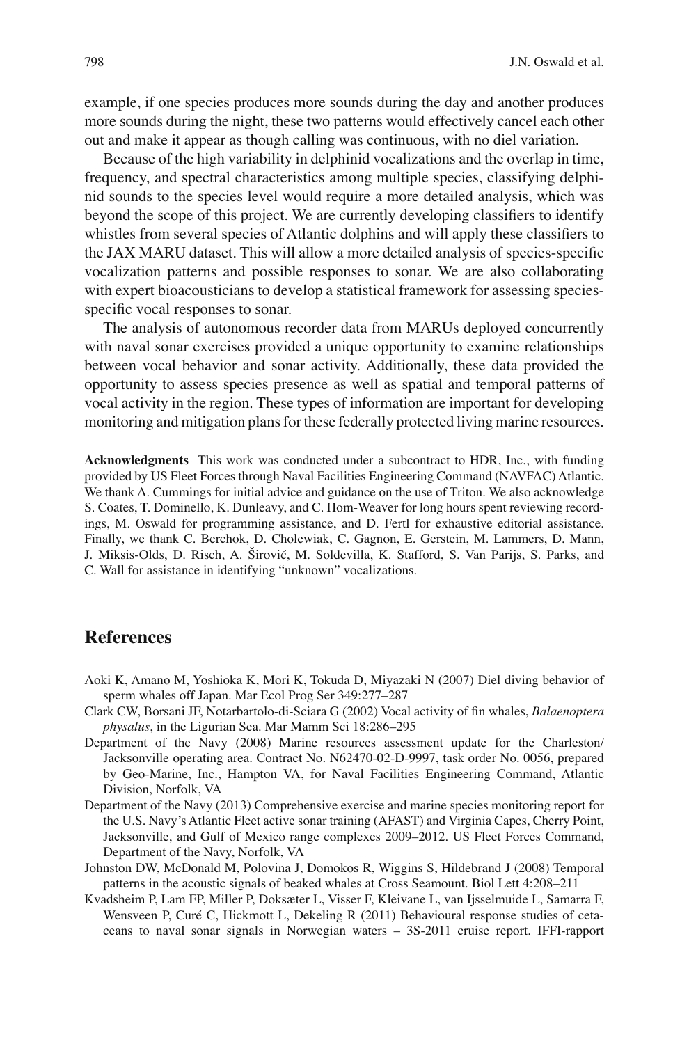example, if one species produces more sounds during the day and another produces more sounds during the night, these two patterns would effectively cancel each other out and make it appear as though calling was continuous, with no diel variation.

Because of the high variability in delphinid vocalizations and the overlap in time, frequency, and spectral characteristics among multiple species, classifying delphinid sounds to the species level would require a more detailed analysis, which was beyond the scope of this project. We are currently developing classifiers to identify whistles from several species of Atlantic dolphins and will apply these classifiers to the JAX MARU dataset. This will allow a more detailed analysis of species-specific vocalization patterns and possible responses to sonar. We are also collaborating with expert bioacousticians to develop a statistical framework for assessing species-specific vocal responses to sonar.

The analysis of autonomous recorder data from MARUs deployed concurrently with naval sonar exercises provided a unique opportunity to examine relationships between vocal behavior and sonar activity. Additionally, these data provided the opportunity to assess species presence as well as spatial and temporal patterns of vocal activity in the region. These types of information are important for developing monitoring and mitigation plans for these federally protected living marine resources.

**Acknowledgments** This work was conducted under a subcontract to HDR, Inc., with funding provided by US Fleet Forces through Naval Facilities Engineering Command (NAVFAC) Atlantic. We thank A. Cummings for initial advice and guidance on the use of Triton. We also acknowledge S. Coates, T. Dominello, K. Dunleavy, and C. Hom-Weaver for long hours spent reviewing recordings, M. Oswald for programming assistance, and D. Fertl for exhaustive editorial assistance. Finally, we thank C. Berchok, D. Cholewiak, C. Gagnon, E. Gerstein, M. Lammers, D. Mann, J. Miksis-Olds, D. Risch, A. Širović, M. Soldevilla, K. Stafford, S. Van Parijs, S. Parks, and C. Wall for assistance in identifying "unknown" vocalizations.

## References

Aoki K, Amano M, Yoshioka K, Mori K, Tokuda D, Miyazaki N (2007) Diel diving behavior of sperm whales off Japan. Mar Ecol Prog Ser 349:277–287

Clark CW, Borsani JF, Notarbartolo-di-Sciara G (2002) Vocal activity of fin whales, *Balaenoptera physalus*, in the Ligurian Sea. Mar Mamm Sci 18:286–295

Department of the Navy (2008) Marine resources assessment update for the Charleston/Jacksonville operating area. Contract No. N62470-02-D-9997, task order No. 0056, prepared by Geo-Marine, Inc., Hampton VA, for Naval Facilities Engineering Command, Atlantic Division, Norfolk, VA

Department of the Navy (2013) Comprehensive exercise and marine species monitoring report for the U.S. Navy's Atlantic Fleet active sonar training (AFAST) and Virginia Capes, Cherry Point, Jacksonville, and Gulf of Mexico range complexes 2009–2012. US Fleet Forces Command, Department of the Navy, Norfolk, VA

Johnston DW, McDonald M, Polovina J, Domokos R, Wiggins S, Hildebrand J (2008) Temporal patterns in the acoustic signals of beaked whales at Cross Seamount. Biol Lett 4:208–211

Kvadsheim P, Lam FP, Miller P, Doksæter L, Visser F, Kleivane L, van Ijsselmuide L, Samarra F, Wensveen P, Curé C, Hickmott L, Dekeling R (2011) Behavioural response studies of cetaceans to naval sonar signals in Norwegian waters – 3S-2011 cruise report. IFFI-rapport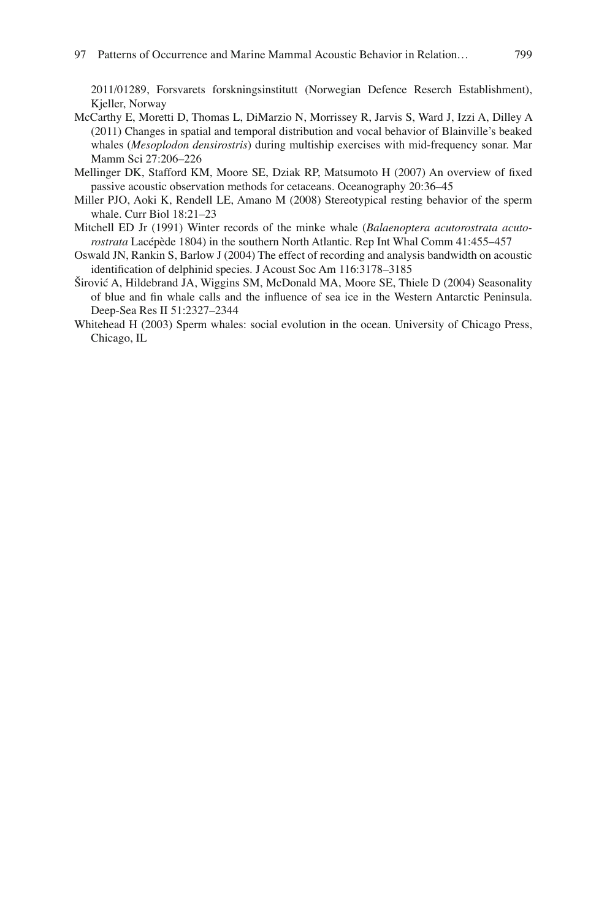2011/01289, Forsvarets forskningsinstitutt (Norwegian Defence Reserch Establishment), Kjeller, Norway

McCarthy E, Moretti D, Thomas L, DiMarzio N, Morrissey R, Jarvis S, Ward J, Izzi A, Dilley A (2011) Changes in spatial and temporal distribution and vocal behavior of Blainville's beaked whales (*Mesoplodon densirostris*) during multiship exercises with mid-frequency sonar. Mar Mamm Sci 27:206–226

Mellinger DK, Stafford KM, Moore SE, Dziak RP, Matsumoto H (2007) An overview of fixed passive acoustic observation methods for cetaceans. Oceanography 20:36–45

Miller PJO, Aoki K, Rendell LE, Amano M (2008) Stereotypical resting behavior of the sperm whale. Curr Biol 18:21–23

Mitchell ED Jr (1991) Winter records of the minke whale (*Balaenoptera acutorostrata acutorostrata* Lacépède 1804) in the southern North Atlantic. Rep Int Whal Comm 41:455–457

Oswald JN, Rankin S, Barlow J (2004) The effect of recording and analysis bandwidth on acoustic identification of delphinid species. J Acoust Soc Am 116:3178–3185

Širović A, Hildebrand JA, Wiggins SM, McDonald MA, Moore SE, Thiele D (2004) Seasonality of blue and fin whale calls and the influence of sea ice in the Western Antarctic Peninsula. Deep-Sea Res II 51:2327–2344

Whitehead H (2003) Sperm whales: social evolution in the ocean. University of Chicago Press, Chicago, IL